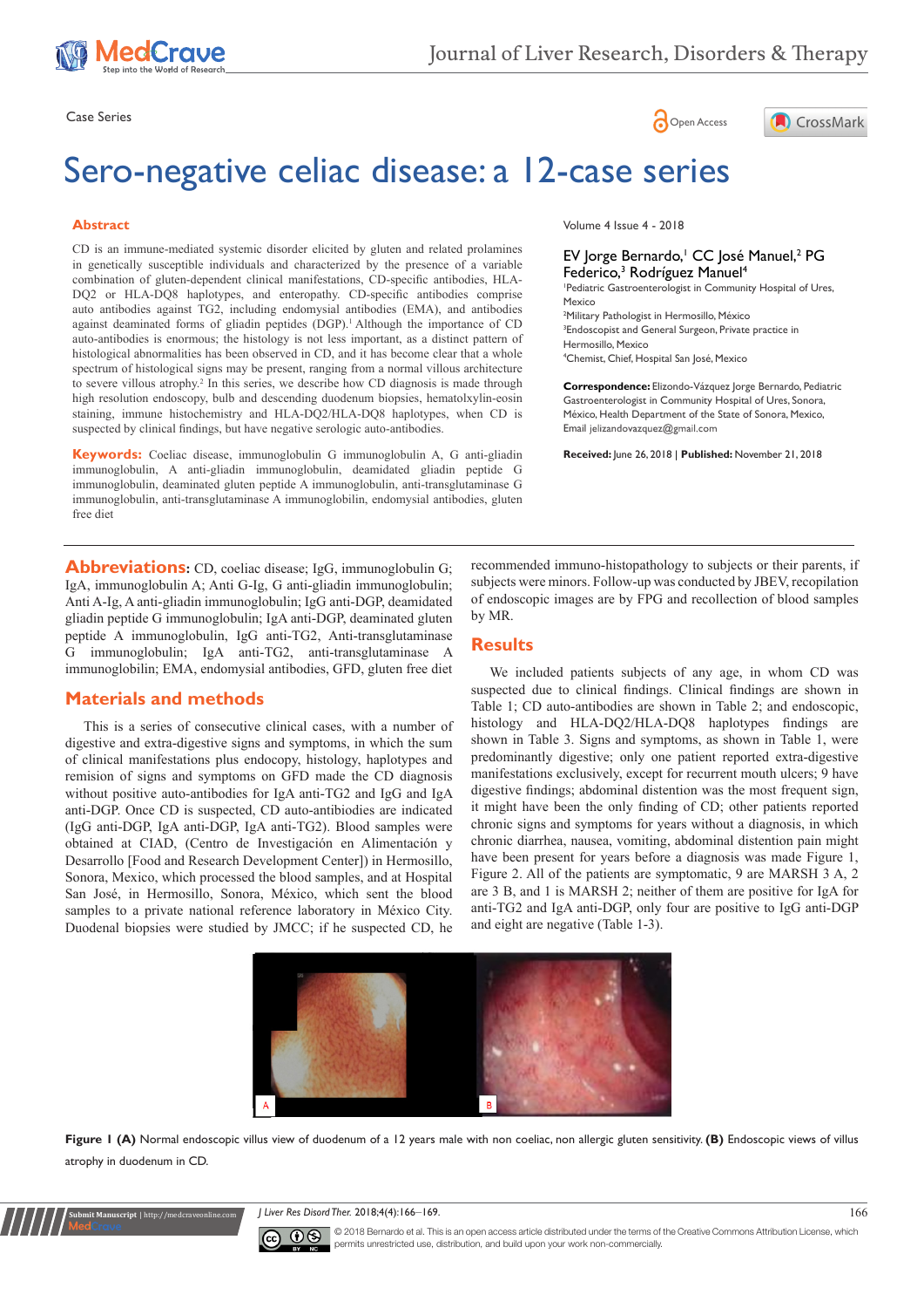Case Series

# Sero-negative celiac disease: a 12-case series

Volume 4 Issue 4 - 2018

EV Jorge Bernardo,[1] CC José Manuel,[2] PG Federico,[3] Rodríguez Manuel[4]

[1]Pediatric Gastroenterologist in Community Hospital of Ures, Mexico
[2]Military Pathologist in Hermosillo, México
[3]Endoscopist and General Surgeon, Private practice in Hermosillo, Mexico
[4]Chemist, Chief, Hospital San José, Mexico

**Correspondence:** Elizondo-Vázquez Jorge Bernardo, Pediatric Gastroenterologist in Community Hospital of Ures, Sonora, México, Health Department of the State of Sonora, Mexico, Email jelizandovazquez@gmail.com

**Received:** June 26, 2018 | **Published:** November 21, 2018

## Abstract

CD is an immune-mediated systemic disorder elicited by gluten and related prolamines in genetically susceptible individuals and characterized by the presence of a variable combination of gluten-dependent clinical manifestations, CD-specific antibodies, HLA-DQ2 or HLA-DQ8 haplotypes, and enteropathy. CD-specific antibodies comprise auto antibodies against TG2, including endomysial antibodies (EMA), and antibodies against deaminated forms of gliadin peptides (DGP).[1] Although the importance of CD auto-antibodies is enormous; the histology is not less important, as a distinct pattern of histological abnormalities has been observed in CD, and it has become clear that a whole spectrum of histological signs may be present, ranging from a normal villous architecture to severe villous atrophy.[2] In this series, we describe how CD diagnosis is made through high resolution endoscopy, bulb and descending duodenum biopsies, hematolxylin-eosin staining, immune histochemistry and HLA-DQ2/HLA-DQ8 haplotypes, when CD is suspected by clinical findings, but have negative serologic auto-antibodies.

**Keywords:** Coeliac disease, immunoglobulin G immunoglobulin A, G anti-gliadin immunoglobulin, A anti-gliadin immunoglobulin, deamidated gliadin peptide G immunoglobulin, deaminated gluten peptide A immunoglobulin, anti-transglutaminase G immunoglobulin, anti-transglutaminase A immunoglobilin, endomysial antibodies, gluten free diet

**Abbreviations:** CD, coeliac disease; IgG, immunoglobulin G; IgA, immunoglobulin A; Anti G-Ig, G anti-gliadin immunoglobulin; Anti A-Ig, A anti-gliadin immunoglobulin; IgG anti-DGP, deamidated gliadin peptide G immunoglobulin; IgA anti-DGP, deaminated gluten peptide A immunoglobulin, IgG anti-TG2, Anti-transglutaminase G immunoglobulin; IgA anti-TG2, anti-transglutaminase A immunoglobilin; EMA, endomysial antibodies, GFD, gluten free diet

## Materials and methods

This is a series of consecutive clinical cases, with a number of digestive and extra-digestive signs and symptoms, in which the sum of clinical manifestations plus endocopy, histology, haplotypes and remision of signs and symptoms on GFD made the CD diagnosis without positive auto-antibodies for IgA anti-TG2 and IgG and IgA anti-DGP. Once CD is suspected, CD auto-antibiodies are indicated (IgG anti-DGP, IgA anti-DGP, IgA anti-TG2). Blood samples were obtained at CIAD, (Centro de Investigación en Alimentación y Desarrollo [Food and Research Development Center]) in Hermosillo, Sonora, Mexico, which processed the blood samples, and at Hospital San José, in Hermosillo, Sonora, México, which sent the blood samples to a private national reference laboratory in México City. Duodenal biopsies were studied by JMCC; if he suspected CD, he recommended immuno-histopathology to subjects or their parents, if subjects were minors. Follow-up was conducted by JBEV, recopilation of endoscopic images are by FPG and recollection of blood samples by MR.

## Results

We included patients subjects of any age, in whom CD was suspected due to clinical findings. Clinical findings are shown in Table 1; CD auto-antibodies are shown in Table 2; and endoscopic, histology and HLA-DQ2/HLA-DQ8 haplotypes findings are shown in Table 3. Signs and symptoms, as shown in Table 1, were predominantly digestive; only one patient reported extra-digestive manifestations exclusively, except for recurrent mouth ulcers; 9 have digestive findings; abdominal distention was the most frequent sign, it might have been the only finding of CD; other patients reported chronic signs and symptoms for years without a diagnosis, in which chronic diarrhea, nausea, vomiting, abdominal distention pain might have been present for years before a diagnosis was made Figure 1, Figure 2. All of the patients are symptomatic, 9 are MARSH 3 A, 2 are 3 B, and 1 is MARSH 2; neither of them are positive for IgA for anti-TG2 and IgA anti-DGP, only four are positive to IgG anti-DGP and eight are negative (Table 1-3).

**Figure 1 (A)** Normal endoscopic villus view of duodenum of a 12 years male with non coeliac, non allergic gluten sensitivity. **(B)** Endoscopic views of villus atrophy in duodenum in CD.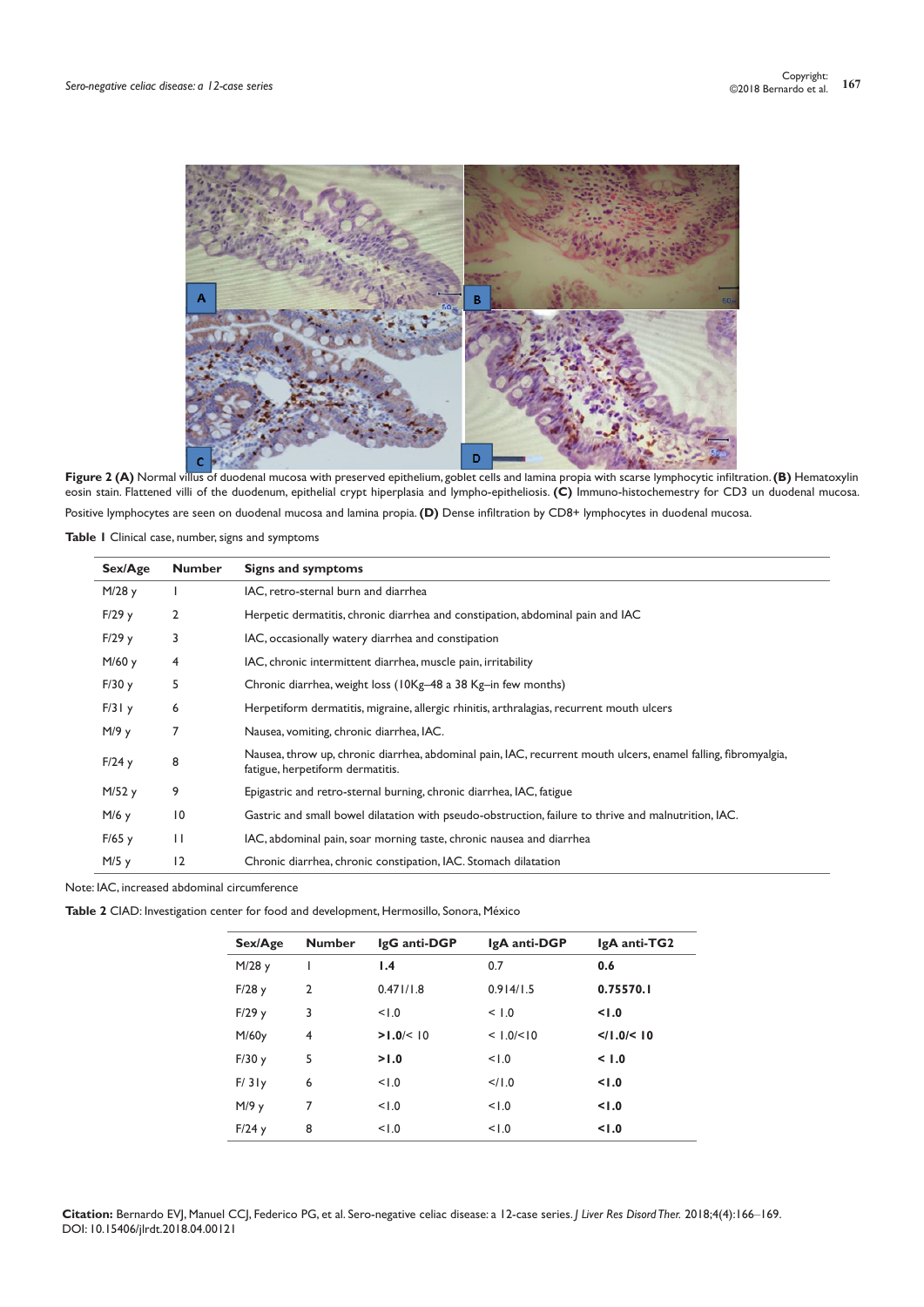**Figure 2 (A)** Normal villus of duodenal mucosa with preserved epithelium, goblet cells and lamina propia with scarse lymphocytic infiltration. **(B)** Hematoxylin eosin stain. Flattened villi of the duodenum, epithelial crypt hiperplasia and lympho-epitheliosis. **(C)** Immuno-histochemestry for CD3 un duodenal mucosa. Positive lymphocytes are seen on duodenal mucosa and lamina propia. **(D)** Dense infiltration by CD8+ lymphocytes in duodenal mucosa.

**Table 1** Clinical case, number, signs and symptoms

| Sex/Age | Number | Signs and symptoms |
|---|---|---|
| M/28 y | 1 | IAC, retro-sternal burn and diarrhea |
| F/29 y | 2 | Herpetic dermatitis, chronic diarrhea and constipation, abdominal pain and IAC |
| F/29 y | 3 | IAC, occasionally watery diarrhea and constipation |
| M/60 y | 4 | IAC, chronic intermittent diarrhea, muscle pain, irritability |
| F/30 y | 5 | Chronic diarrhea, weight loss (10Kg–48 a 38 Kg–in few months) |
| F/31 y | 6 | Herpetiform dermatitis, migraine, allergic rhinitis, arthralagias, recurrent mouth ulcers |
| M/9 y | 7 | Nausea, vomiting, chronic diarrhea, IAC. |
| F/24 y | 8 | Nausea, throw up, chronic diarrhea, abdominal pain, IAC, recurrent mouth ulcers, enamel falling, fibromyalgia, fatigue, herpetiform dermatitis. |
| M/52 y | 9 | Epigastric and retro-sternal burning, chronic diarrhea, IAC, fatigue |
| M/6 y | 10 | Gastric and small bowel dilatation with pseudo-obstruction, failure to thrive and malnutrition, IAC. |
| F/65 y | 11 | IAC, abdominal pain, soar morning taste, chronic nausea and diarrhea |
| M/5 y | 12 | Chronic diarrhea, chronic constipation, IAC. Stomach dilatation |

Note: IAC, increased abdominal circumference

**Table 2** CIAD: Investigation center for food and development, Hermosillo, Sonora, México

| Sex/Age | Number | IgG anti-DGP | IgA anti-DGP | IgA anti-TG2 |
|---|---|---|---|---|
| M/28 y | 1 | **1.4** | 0.7 | **0.6** |
| F/28 y | 2 | 0.471/1.8 | 0.914/1.5 | **0.75570.1** |
| F/29 y | 3 | <1.0 | < 1.0 | **<1.0** |
| M/60y | 4 | **>1.0/< 10** | < 1.0/<10 | **</1.0/< 10** |
| F/30 y | 5 | **>1.0** | <1.0 | **< 1.0** |
| F/ 31y | 6 | <1.0 | </1.0 | **<1.0** |
| M/9 y | 7 | <1.0 | <1.0 | **<1.0** |
| F/24 y | 8 | <1.0 | <1.0 | **<1.0** |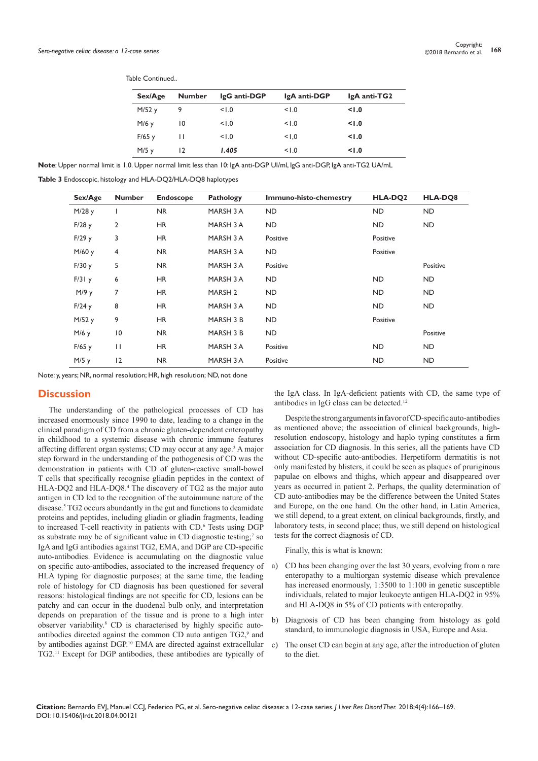Table Continued..

| Sex/Age | Number | IgG anti-DGP | IgA anti-DGP | IgA anti-TG2 |
|---|---|---|---|---|
| M/52 y | 9 | <1.0 | <1.0 | **<1.0** |
| M/6 y | 10 | <1.0 | <1.0 | **<1.0** |
| F/65 y | 11 | <1.0 | <1,0 | **<1.0** |
| M/5 y | 12 | ***1.405*** | <1.0 | **<1.0** |

**Note**: Upper normal limit is 1.0. Upper normal limit less than 10: IgA anti-DGP UI/ml, IgG anti-DGP, IgA anti-TG2 UA/mL

**Table 3** Endoscopic, histology and HLA-DQ2/HLA-DQ8 haplotypes

| Sex/Age | Number | Endoscope | Pathology | Immuno-histo-chemestry | HLA-DQ2 | HLA-DQ8 |
|---|---|---|---|---|---|---|
| M/28 y | 1 | NR | MARSH 3 A | ND | ND | ND |
| F/28 y | 2 | HR | MARSH 3 A | ND | ND | ND |
| F/29 y | 3 | HR | MARSH 3 A | Positive | Positive | |
| M/60 y | 4 | NR | MARSH 3 A | ND | Positive | |
| F/30 y | 5 | NR | MARSH 3 A | Positive | | Positive |
| F/31 y | 6 | HR | MARSH 3 A | ND | ND | ND |
| M/9 y | 7 | HR | MARSH 2 | ND | ND | ND |
| F/24 y | 8 | HR | MARSH 3 A | ND | ND | ND |
| M/52 y | 9 | HR | MARSH 3 B | ND | Positive | |
| M/6 y | 10 | NR | MARSH 3 B | ND | | Positive |
| F/65 y | 11 | HR | MARSH 3 A | Positive | ND | ND |
| M/5 y | 12 | NR | MARSH 3 A | Positive | ND | ND |

Note: y, years; NR, normal resolution; HR, high resolution; ND, not done

## Discussion

The understanding of the pathological processes of CD has increased enormously since 1990 to date, leading to a change in the clinical paradigm of CD from a chronic gluten-dependent enteropathy in childhood to a systemic disease with chronic immune features affecting different organ systems; CD may occur at any age.[3] A major step forward in the understanding of the pathogenesis of CD was the demonstration in patients with CD of gluten-reactive small-bowel T cells that specifically recognise gliadin peptides in the context of HLA-DQ2 and HLA-DQ8.[4] The discovery of TG2 as the major auto antigen in CD led to the recognition of the autoimmune nature of the disease.[5] TG2 occurs abundantly in the gut and functions to deamidate proteins and peptides, including gliadin or gliadin fragments, leading to increased T-cell reactivity in patients with CD.[6] Tests using DGP as substrate may be of significant value in CD diagnostic testing;[7] so IgA and IgG antibodies against TG2, EMA, and DGP are CD-specific auto-antibodies. Evidence is accumulating on the diagnostic value on specific auto-antibodies, associated to the increased frequency of HLA typing for diagnostic purposes; at the same time, the leading role of histology for CD diagnosis has been questioned for several reasons: histological findings are not specific for CD, lesions can be patchy and can occur in the duodenal bulb only, and interpretation depends on preparation of the tissue and is prone to a high inter observer variability.[8] CD is characterised by highly specific auto-antibodies directed against the common CD auto antigen TG2,[9] and by antibodies against DGP.[10] EMA are directed against extracellular TG2.[11] Except for DGP antibodies, these antibodies are typically of the IgA class. In IgA-deficient patients with CD, the same type of antibodies in IgG class can be detected.[12]

Despite the strong arguments in favor of CD-specific auto-antibodies as mentioned above; the association of clinical backgrounds, high-resolution endoscopy, histology and haplo typing constitutes a firm association for CD diagnosis. In this series, all the patients have CD without CD-specific auto-antibodies. Herpetiform dermatitis is not only manifested by blisters, it could be seen as plaques of pruriginous papulae on elbows and thighs, which appear and disappeared over years as occurred in patient 2. Perhaps, the quality determination of CD auto-antibodies may be the difference between the United States and Europe, on the one hand. On the other hand, in Latin America, we still depend, to a great extent, on clinical backgrounds, firstly, and laboratory tests, in second place; thus, we still depend on histological tests for the correct diagnosis of CD.

Finally, this is what is known:

a) CD has been changing over the last 30 years, evolving from a rare enteropathy to a multiorgan systemic disease which prevalence has increased enormously, 1:3500 to 1:100 in genetic susceptible individuals, related to major leukocyte antigen HLA-DQ2 in 95% and HLA-DQ8 in 5% of CD patients with enteropathy.

b) Diagnosis of CD has been changing from histology as gold standard, to immunologic diagnosis in USA, Europe and Asia.

c) The onset CD can begin at any age, after the introduction of gluten to the diet.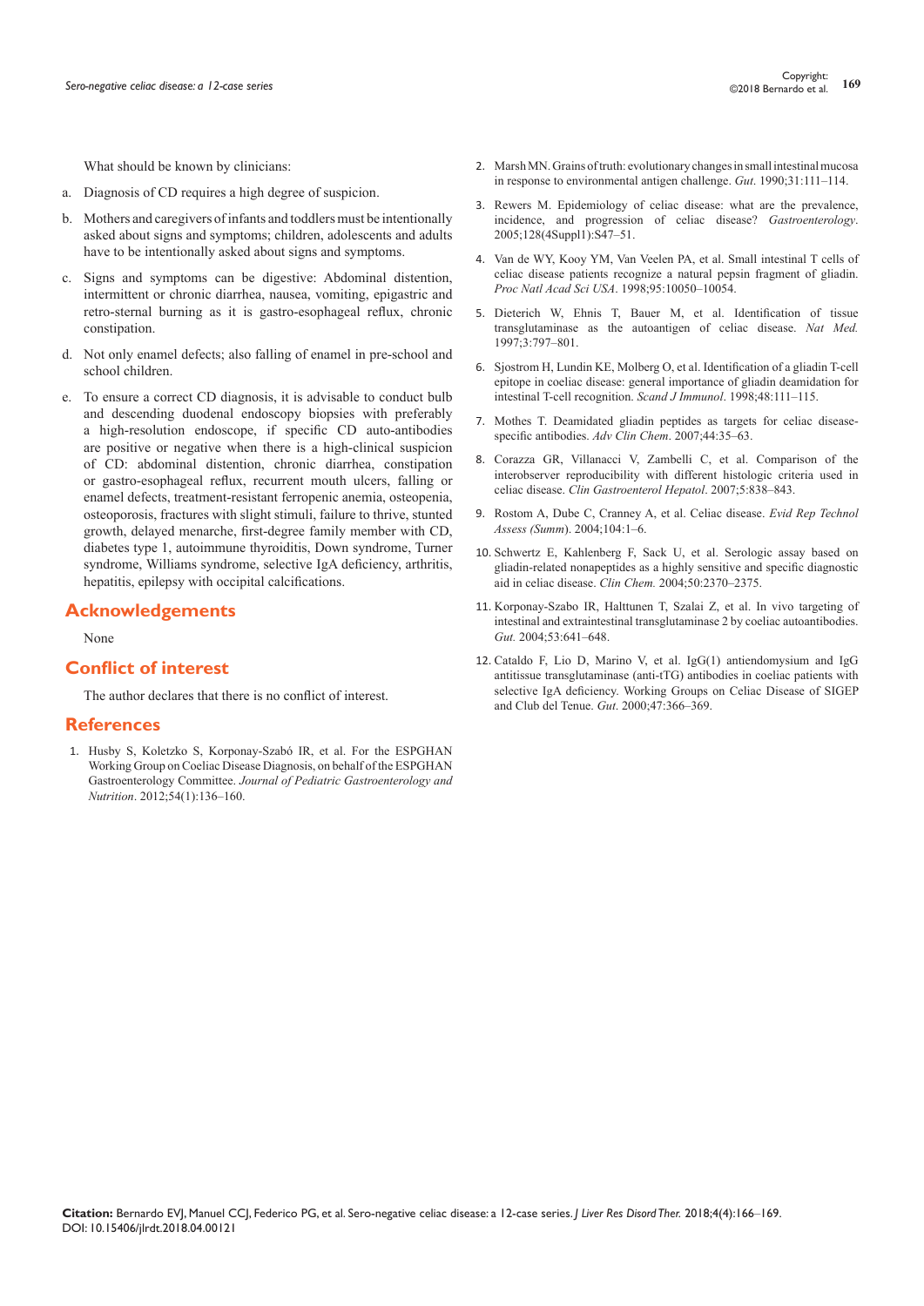What should be known by clinicians:

a. Diagnosis of CD requires a high degree of suspicion.

b. Mothers and caregivers of infants and toddlers must be intentionally asked about signs and symptoms; children, adolescents and adults have to be intentionally asked about signs and symptoms.

c. Signs and symptoms can be digestive: Abdominal distention, intermittent or chronic diarrhea, nausea, vomiting, epigastric and retro-sternal burning as it is gastro-esophageal reflux, chronic constipation.

d. Not only enamel defects; also falling of enamel in pre-school and school children.

e. To ensure a correct CD diagnosis, it is advisable to conduct bulb and descending duodenal endoscopy biopsies with preferably a high-resolution endoscope, if specific CD auto-antibodies are positive or negative when there is a high-clinical suspicion of CD: abdominal distention, chronic diarrhea, constipation or gastro-esophageal reflux, recurrent mouth ulcers, falling or enamel defects, treatment-resistant ferropenic anemia, osteopenia, osteoporosis, fractures with slight stimuli, failure to thrive, stunted growth, delayed menarche, first-degree family member with CD, diabetes type 1, autoimmune thyroiditis, Down syndrome, Turner syndrome, Williams syndrome, selective IgA deficiency, arthritis, hepatitis, epilepsy with occipital calcifications.

## Acknowledgements

None

## Conflict of interest

The author declares that there is no conflict of interest.

## References

1. Husby S, Koletzko S, Korponay-Szabó IR, et al. For the ESPGHAN Working Group on Coeliac Disease Diagnosis, on behalf of the ESPGHAN Gastroenterology Committee. *Journal of Pediatric Gastroenterology and Nutrition*. 2012;54(1):136–160.
2. Marsh MN. Grains of truth: evolutionary changes in small intestinal mucosa in response to environmental antigen challenge. *Gut*. 1990;31:111–114.
3. Rewers M. Epidemiology of celiac disease: what are the prevalence, incidence, and progression of celiac disease? *Gastroenterology*. 2005;128(4Suppl1):S47–51.
4. Van de WY, Kooy YM, Van Veelen PA, et al. Small intestinal T cells of celiac disease patients recognize a natural pepsin fragment of gliadin. *Proc Natl Acad Sci USA*. 1998;95:10050–10054.
5. Dieterich W, Ehnis T, Bauer M, et al. Identification of tissue transglutaminase as the autoantigen of celiac disease. *Nat Med.* 1997;3:797–801.
6. Sjostrom H, Lundin KE, Molberg O, et al. Identification of a gliadin T-cell epitope in coeliac disease: general importance of gliadin deamidation for intestinal T-cell recognition. *Scand J Immunol*. 1998;48:111–115.
7. Mothes T. Deamidated gliadin peptides as targets for celiac disease-specific antibodies. *Adv Clin Chem*. 2007;44:35–63.
8. Corazza GR, Villanacci V, Zambelli C, et al. Comparison of the interobserver reproducibility with different histologic criteria used in celiac disease. *Clin Gastroenterol Hepatol*. 2007;5:838–843.
9. Rostom A, Dube C, Cranney A, et al. Celiac disease. *Evid Rep Technol Assess (Summ)*. 2004;104:1–6.
10. Schwertz E, Kahlenberg F, Sack U, et al. Serologic assay based on gliadin-related nonapeptides as a highly sensitive and specific diagnostic aid in celiac disease. *Clin Chem.* 2004;50:2370–2375.
11. Korponay-Szabo IR, Halttunen T, Szalai Z, et al. In vivo targeting of intestinal and extraintestinal transglutaminase 2 by coeliac autoantibodies. *Gut.* 2004;53:641–648.
12. Cataldo F, Lio D, Marino V, et al. IgG(1) antiendomysium and IgG antitissue transglutaminase (anti-tTG) antibodies in coeliac patients with selective IgA deficiency. Working Groups on Celiac Disease of SIGEP and Club del Tenue. *Gut*. 2000;47:366–369.